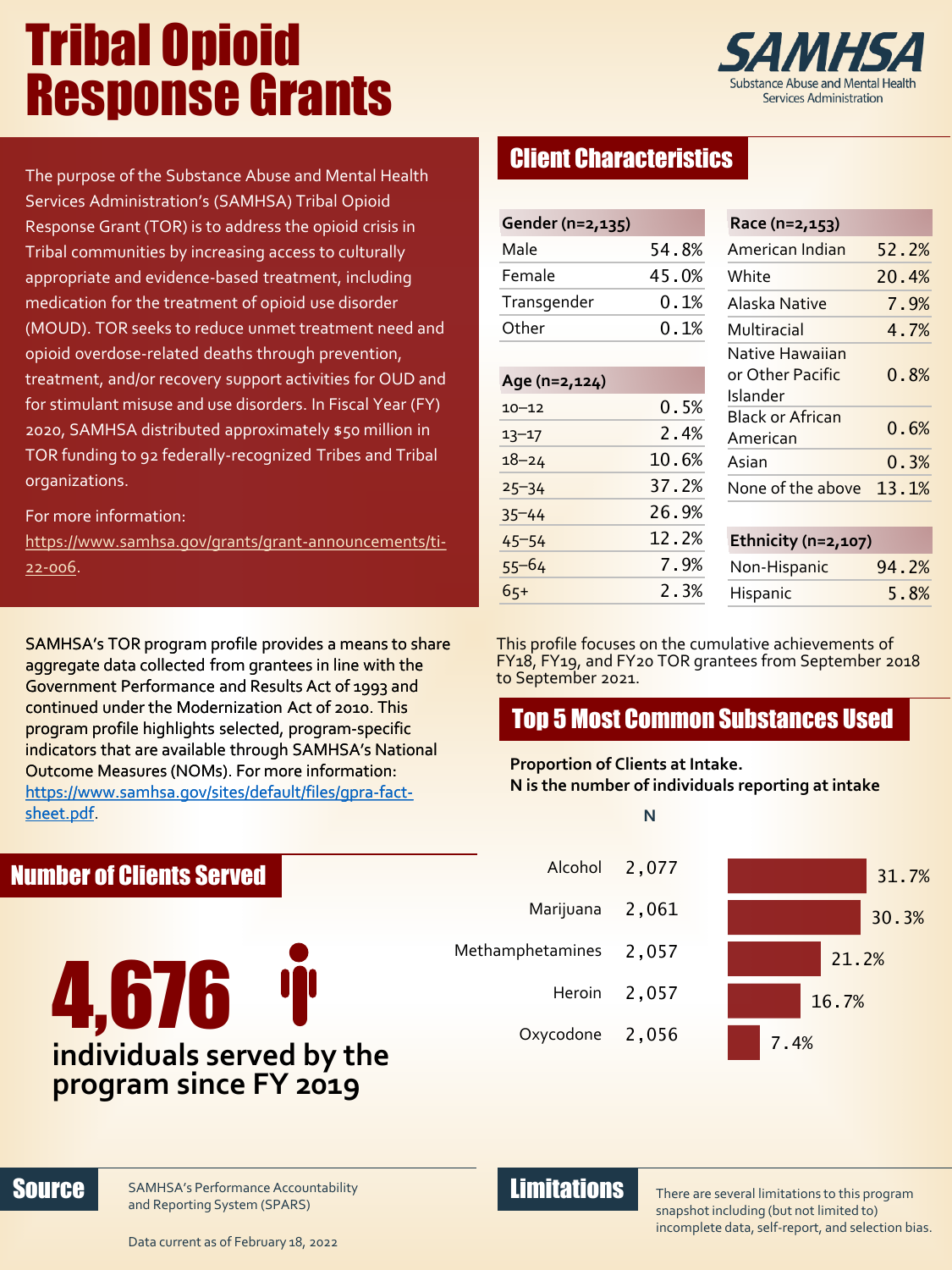# Tribal Opioid Response Grants

SAMHSA
Substance Abuse and Mental Health Services Administration

The purpose of the Substance Abuse and Mental Health Services Administration's (SAMHSA) Tribal Opioid Response Grant (TOR) is to address the opioid crisis in Tribal communities by increasing access to culturally appropriate and evidence-based treatment, including medication for the treatment of opioid use disorder (MOUD). TOR seeks to reduce unmet treatment need and opioid overdose-related deaths through prevention, treatment, and/or recovery support activities for OUD and for stimulant misuse and use disorders. In Fiscal Year (FY) 2020, SAMHSA distributed approximately $50 million in TOR funding to 92 federally-recognized Tribes and Tribal organizations.

For more information: https://www.samhsa.gov/grants/grant-announcements/ti-22-006.

SAMHSA's TOR program profile provides a means to share aggregate data collected from grantees in line with the Government Performance and Results Act of 1993 and continued under the Modernization Act of 2010. This program profile highlights selected, program-specific indicators that are available through SAMHSA's National Outcome Measures (NOMs). For more information: https://www.samhsa.gov/sites/default/files/gpra-fact-sheet.pdf.

## Client Characteristics

| Gender (n=2,135) | |
|---|---|
| Male | 54.8% |
| Female | 45.0% |
| Transgender | 0.1% |
| Other | 0.1% |

| Age (n=2,124) | |
|---|---|
| 10–12 | 0.5% |
| 13–17 | 2.4% |
| 18–24 | 10.6% |
| 25–34 | 37.2% |
| 35–44 | 26.9% |
| 45–54 | 12.2% |
| 55–64 | 7.9% |
| 65+ | 2.3% |

| Race (n=2,153) | |
|---|---|
| American Indian | 52.2% |
| White | 20.4% |
| Alaska Native | 7.9% |
| Multiracial | 4.7% |
| Native Hawaiian or Other Pacific Islander | 0.8% |
| Black or African American | 0.6% |
| Asian | 0.3% |
| None of the above | 13.1% |

| Ethnicity (n=2,107) | |
|---|---|
| Non-Hispanic | 94.2% |
| Hispanic | 5.8% |

This profile focuses on the cumulative achievements of FY18, FY19, and FY20 TOR grantees from September 2018 to September 2021.

## Number of Clients Served

**4,676**

**individuals served by the program since FY 2019**

## Top 5 Most Common Substances Used

**Proportion of Clients at Intake.**
**N is the number of individuals reporting at intake**

| Substance | N | Proportion |
|---|---|---|
| Alcohol | 2,077 | 31.7% |
| Marijuana | 2,061 | 30.3% |
| Methamphetamines | 2,057 | 21.2% |
| Heroin | 2,057 | 16.7% |
| Oxycodone | 2,056 | 7.4% |

## Source

SAMHSA's Performance Accountability and Reporting System (SPARS)

Data current as of February 18, 2022

## Limitations

There are several limitations to this program snapshot including (but not limited to) incomplete data, self-report, and selection bias.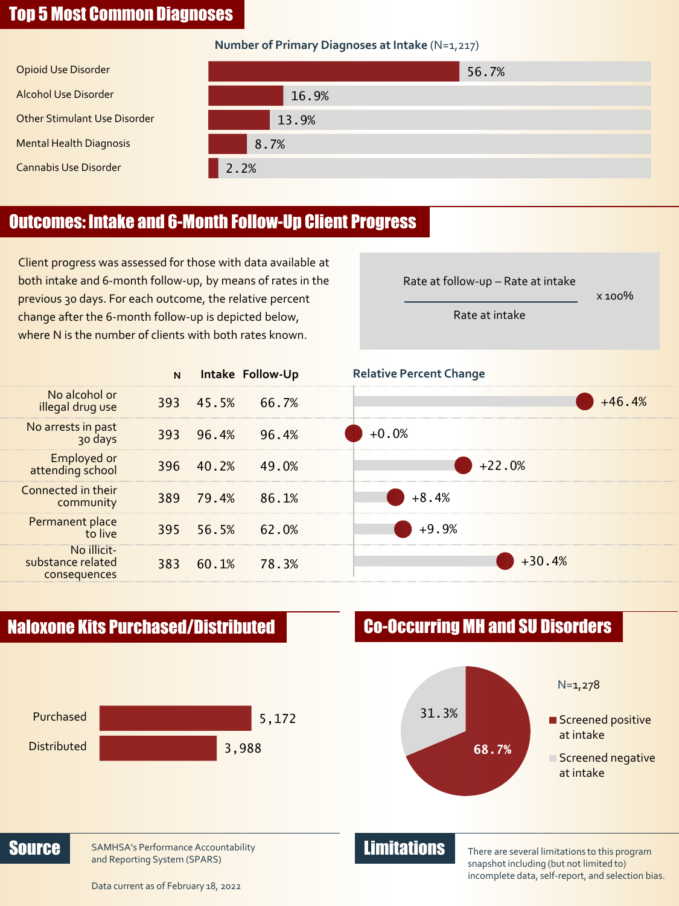## Top 5 Most Common Diagnoses

**Number of Primary Diagnoses at Intake** (N=1,217)

| Diagnosis | Percent |
| --- | --- |
| Opioid Use Disorder | 56.7% |
| Alcohol Use Disorder | 16.9% |
| Other Stimulant Use Disorder | 13.9% |
| Mental Health Diagnosis | 8.7% |
| Cannabis Use Disorder | 2.2% |

## Outcomes: Intake and 6-Month Follow-Up Client Progress

Client progress was assessed for those with data available at both intake and 6-month follow-up, by means of rates in the previous 30 days. For each outcome, the relative percent change after the 6-month follow-up is depicted below, where N is the number of clients with both rates known.

$$\frac{\text{Rate at follow-up} - \text{Rate at intake}}{\text{Rate at intake}} \times 100\%$$

| | N | Intake | Follow-Up | Relative Percent Change |
| --- | --- | --- | --- | --- |
| No alcohol or illegal drug use | 393 | 45.5% | 66.7% | +46.4% |
| No arrests in past 30 days | 393 | 96.4% | 96.4% | +0.0% |
| Employed or attending school | 396 | 40.2% | 49.0% | +22.0% |
| Connected in their community | 389 | 79.4% | 86.1% | +8.4% |
| Permanent place to live | 395 | 56.5% | 62.0% | +9.9% |
| No illicit-substance related consequences | 383 | 60.1% | 78.3% | +30.4% |

## Naloxone Kits Purchased/Distributed

| | Kits |
| --- | --- |
| Purchased | 5,172 |
| Distributed | 3,988 |

## Co-Occurring MH and SU Disorders

N=1,278

| | Percent |
| --- | --- |
| Screened positive at intake | 68.7% |
| Screened negative at intake | 31.3% |

## Source

SAMHSA's Performance Accountability and Reporting System (SPARS)

Data current as of February 18, 2022

## Limitations

There are several limitations to this program snapshot including (but not limited to) incomplete data, self-report, and selection bias.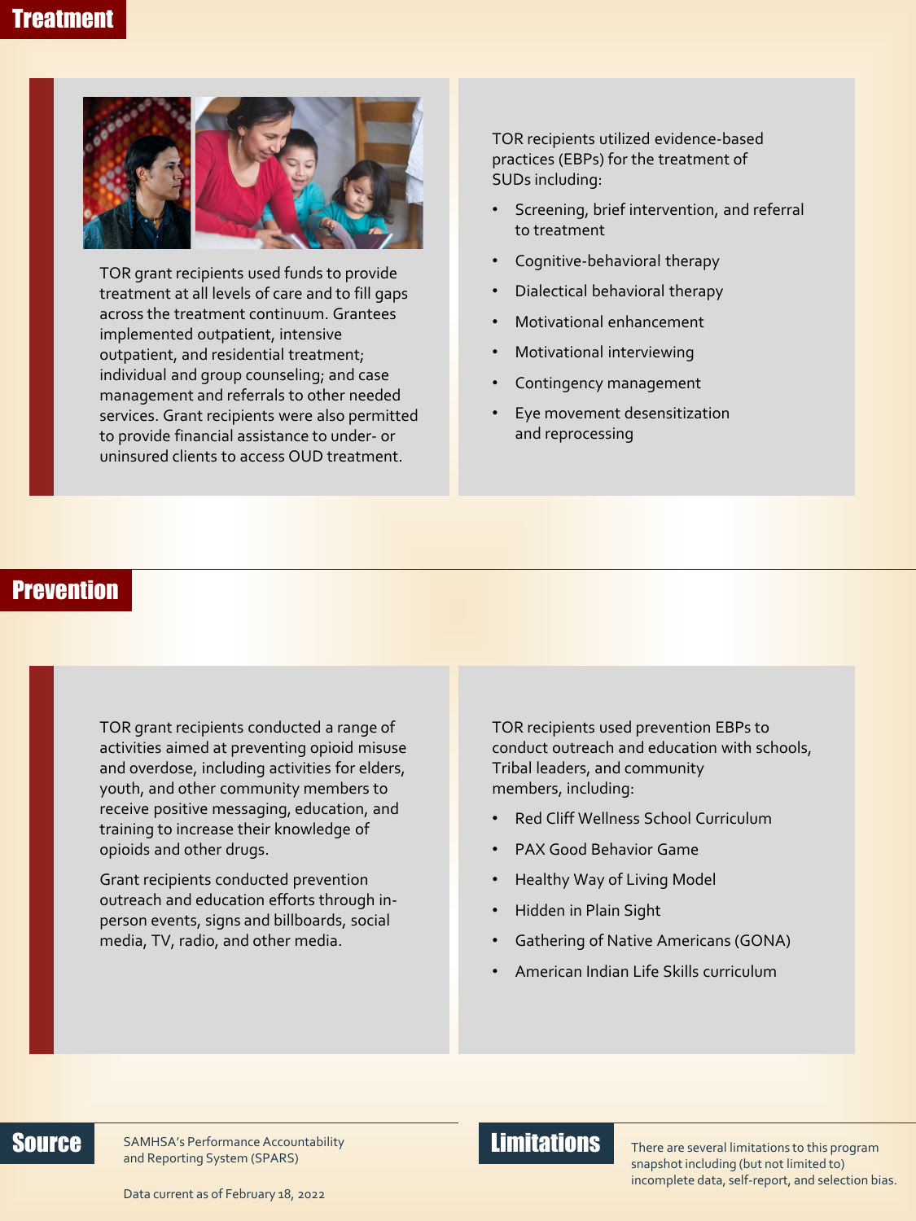## Treatment

TOR grant recipients used funds to provide treatment at all levels of care and to fill gaps across the treatment continuum. Grantees implemented outpatient, intensive outpatient, and residential treatment; individual and group counseling; and case management and referrals to other needed services. Grant recipients were also permitted to provide financial assistance to under- or uninsured clients to access OUD treatment.

TOR recipients utilized evidence-based practices (EBPs) for the treatment of SUDs including:

- Screening, brief intervention, and referral to treatment
- Cognitive-behavioral therapy
- Dialectical behavioral therapy
- Motivational enhancement
- Motivational interviewing
- Contingency management
- Eye movement desensitization and reprocessing

## Prevention

TOR grant recipients conducted a range of activities aimed at preventing opioid misuse and overdose, including activities for elders, youth, and other community members to receive positive messaging, education, and training to increase their knowledge of opioids and other drugs.

Grant recipients conducted prevention outreach and education efforts through in-person events, signs and billboards, social media, TV, radio, and other media.

TOR recipients used prevention EBPs to conduct outreach and education with schools, Tribal leaders, and community members, including:

- Red Cliff Wellness School Curriculum
- PAX Good Behavior Game
- Healthy Way of Living Model
- Hidden in Plain Sight
- Gathering of Native Americans (GONA)
- American Indian Life Skills curriculum

## Source

SAMHSA's Performance Accountability and Reporting System (SPARS)

Data current as of February 18, 2022

## Limitations

There are several limitations to this program snapshot including (but not limited to) incomplete data, self-report, and selection bias.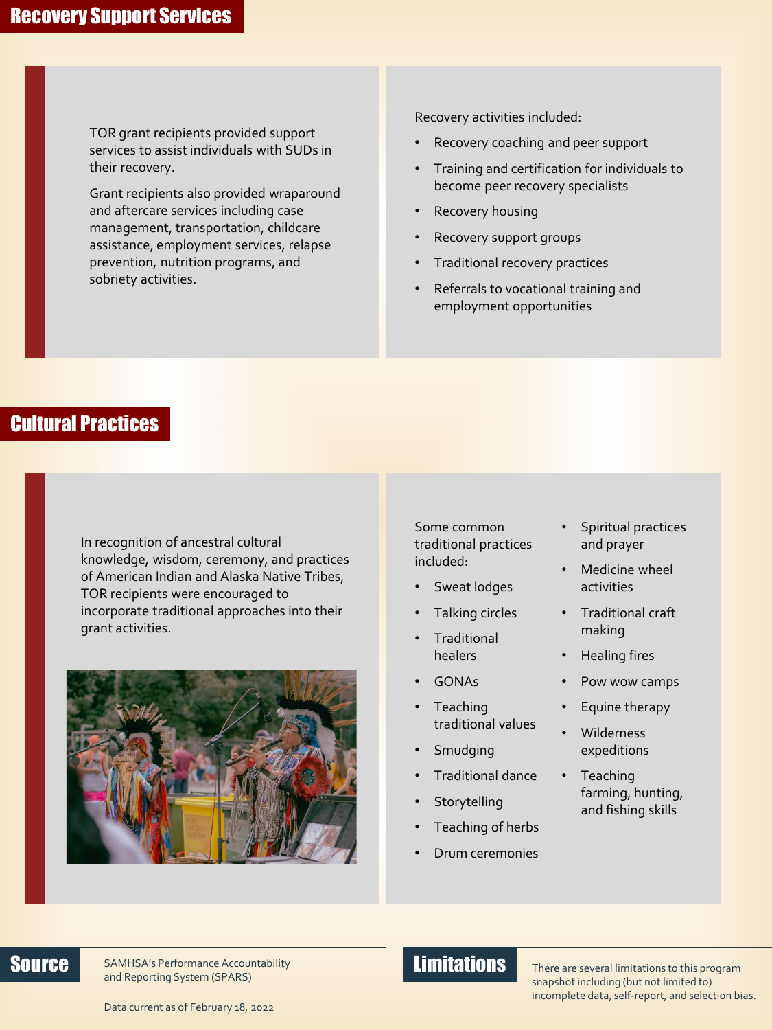## Recovery Support Services

TOR grant recipients provided support services to assist individuals with SUDs in their recovery.

Grant recipients also provided wraparound and aftercare services including case management, transportation, childcare assistance, employment services, relapse prevention, nutrition programs, and sobriety activities.

Recovery activities included:

- Recovery coaching and peer support
- Training and certification for individuals to become peer recovery specialists
- Recovery housing
- Recovery support groups
- Traditional recovery practices
- Referrals to vocational training and employment opportunities

## Cultural Practices

In recognition of ancestral cultural knowledge, wisdom, ceremony, and practices of American Indian and Alaska Native Tribes, TOR recipients were encouraged to incorporate traditional approaches into their grant activities.

Some common traditional practices included:

- Sweat lodges
- Talking circles
- Traditional healers
- GONAs
- Teaching traditional values
- Smudging
- Traditional dance
- Storytelling
- Teaching of herbs
- Drum ceremonies
- Spiritual practices and prayer
- Medicine wheel activities
- Traditional craft making
- Healing fires
- Pow wow camps
- Equine therapy
- Wilderness expeditions
- Teaching farming, hunting, and fishing skills

## Source

SAMHSA's Performance Accountability and Reporting System (SPARS)

Data current as of February 18, 2022

## Limitations

There are several limitations to this program snapshot including (but not limited to) incomplete data, self-report, and selection bias.